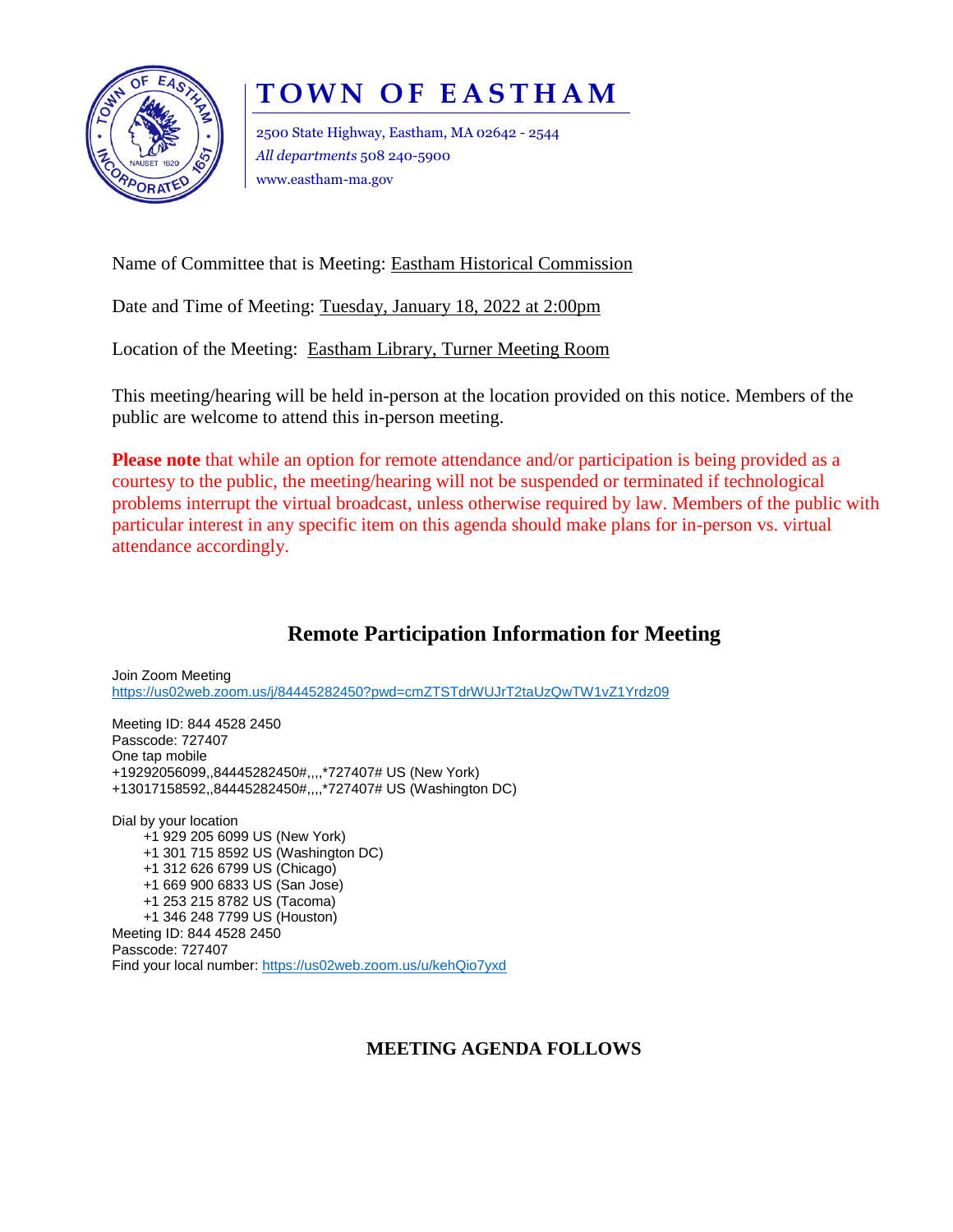# TOWN OF EASTHAM

2500 State Highway, Eastham, MA 02642 - 2544
*All departments* 508 240-5900
www.eastham-ma.gov

Name of Committee that is Meeting: Eastham Historical Commission

Date and Time of Meeting: Tuesday, January 18, 2022 at 2:00pm

Location of the Meeting: Eastham Library, Turner Meeting Room

This meeting/hearing will be held in-person at the location provided on this notice. Members of the public are welcome to attend this in-person meeting.

**Please note** that while an option for remote attendance and/or participation is being provided as a courtesy to the public, the meeting/hearing will not be suspended or terminated if technological problems interrupt the virtual broadcast, unless otherwise required by law. Members of the public with particular interest in any specific item on this agenda should make plans for in-person vs. virtual attendance accordingly.

## Remote Participation Information for Meeting

Join Zoom Meeting
https://us02web.zoom.us/j/84445282450?pwd=cmZTSTdrWUJrT2taUzQwTW1vZ1Yrdz09

Meeting ID: 844 4528 2450
Passcode: 727407
One tap mobile
+19292056099,,84445282450#,,,,*727407# US (New York)
+13017158592,,84445282450#,,,,*727407# US (Washington DC)

Dial by your location
- +1 929 205 6099 US (New York)
- +1 301 715 8592 US (Washington DC)
- +1 312 626 6799 US (Chicago)
- +1 669 900 6833 US (San Jose)
- +1 253 215 8782 US (Tacoma)
- +1 346 248 7799 US (Houston)

Meeting ID: 844 4528 2450
Passcode: 727407
Find your local number: https://us02web.zoom.us/u/kehQio7yxd

**MEETING AGENDA FOLLOWS**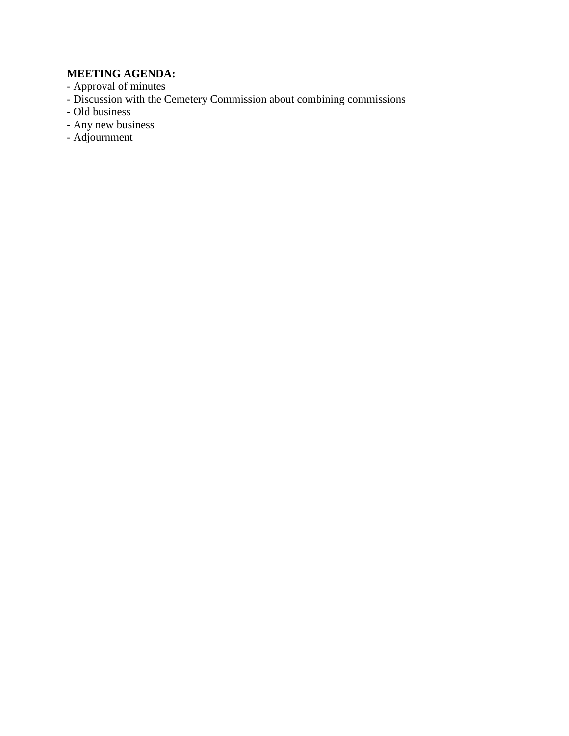**MEETING AGENDA:**
- Approval of minutes
- Discussion with the Cemetery Commission about combining commissions
- Old business
- Any new business
- Adjournment